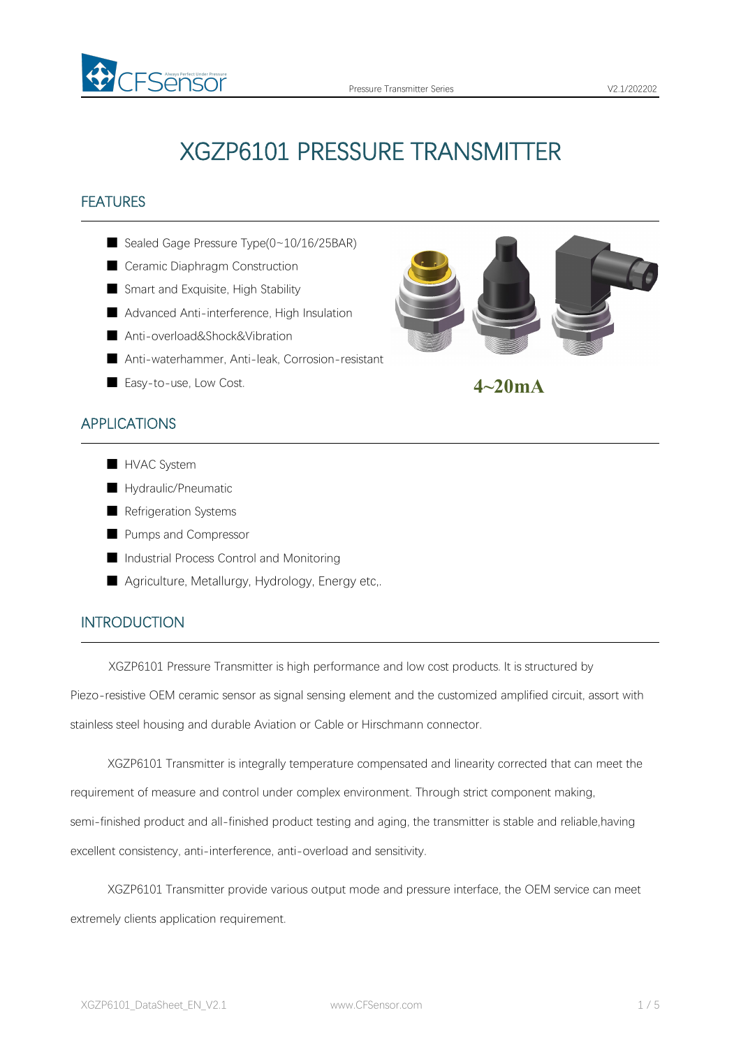# XGZP6101 PRESSURE TRANSMITTER

## FEATURES

- Sealed Gage Pressure Type(0~10/16/25BAR)
- Ceramic Diaphragm Construction
- Smart and Exquisite, High Stability
- Advanced Anti-interference, High Insulation
- Anti-overload&Shock&Vibration
- Anti-waterhammer, Anti-leak, Corrosion-resistant
- Easy-to-use, Low Cost.

**4~20mA**

## APPLICATIONS

- HVAC System
- Hydraulic/Pneumatic
- Refrigeration Systems
- Pumps and Compressor
- Industrial Process Control and Monitoring
- Agriculture, Metallurgy, Hydrology, Energy etc,.

## INTRODUCTION

XGZP6101 Pressure Transmitter is high performance and low cost products. It is structured by Piezo-resistive OEM ceramic sensor as signal sensing element and the customized amplified circuit, assort with stainless steel housing and durable Aviation or Cable or Hirschmann connector.

XGZP6101 Transmitter is integrally temperature compensated and linearity corrected that can meet the requirement of measure and control under complex environment. Through strict component making, semi-finished product and all-finished product testing and aging, the transmitter is stable and reliable,having excellent consistency, anti-interference, anti-overload and sensitivity.

XGZP6101 Transmitter provide various output mode and pressure interface, the OEM service can meet extremely clients application requirement.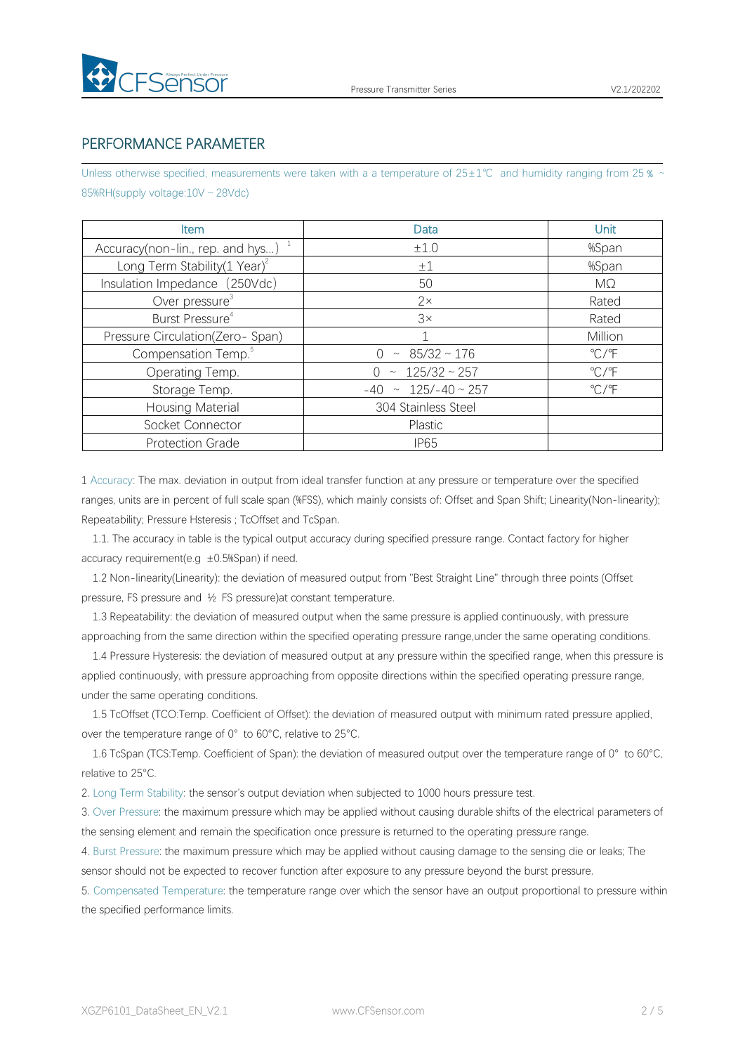## PERFORMANCE PARAMETER

Unless otherwise specified, measurements were taken with a a temperature of 25±1℃ and humidity ranging from 25 % ~ 85%RH(supply voltage:10V ~ 28Vdc)

| Item | Data | Unit |
|---|---|---|
| Accuracy(non-lin., rep. and hys...) [1] | ±1.0 | %Span |
| Long Term Stability(1 Year)[2] | ±1 | %Span |
| Insulation Impedance (250Vdc) | 50 | MΩ |
| Over pressure[3] | 2× | Rated |
| Burst Pressure[4] | 3× | Rated |
| Pressure Circulation(Zero- Span) | 1 | Million |
| Compensation Temp.[5] | 0 ~ 85/32 ~ 176 | ℃/℉ |
| Operating Temp. | 0 ~ 125/32 ~ 257 | ℃/℉ |
| Storage Temp. | -40 ~ 125/-40 ~ 257 | ℃/℉ |
| Housing Material | 304 Stainless Steel | |
| Socket Connector | Plastic | |
| Protection Grade | IP65 | |

1 Accuracy: The max. deviation in output from ideal transfer function at any pressure or temperature over the specified ranges, units are in percent of full scale span (%FSS), which mainly consists of: Offset and Span Shift; Linearity(Non-linearity); Repeatability; Pressure Hsteresis ; TcOffset and TcSpan.

1.1. The accuracy in table is the typical output accuracy during specified pressure range. Contact factory for higher accuracy requirement(e.g ±0.5%Span) if need.

1.2 Non-linearity(Linearity): the deviation of measured output from "Best Straight Line" through three points (Offset pressure, FS pressure and ½ FS pressure)at constant temperature.

1.3 Repeatability: the deviation of measured output when the same pressure is applied continuously, with pressure approaching from the same direction within the specified operating pressure range,under the same operating conditions.

1.4 Pressure Hysteresis: the deviation of measured output at any pressure within the specified range, when this pressure is applied continuously, with pressure approaching from opposite directions within the specified operating pressure range, under the same operating conditions.

1.5 TcOffset (TCO:Temp. Coefficient of Offset): the deviation of measured output with minimum rated pressure applied, over the temperature range of 0° to 60°C, relative to 25°C.

1.6 TcSpan (TCS:Temp. Coefficient of Span): the deviation of measured output over the temperature range of 0° to 60°C, relative to 25°C.

2. Long Term Stability: the sensor's output deviation when subjected to 1000 hours pressure test.

3. Over Pressure: the maximum pressure which may be applied without causing durable shifts of the electrical parameters of the sensing element and remain the specification once pressure is returned to the operating pressure range.

4. Burst Pressure: the maximum pressure which may be applied without causing damage to the sensing die or leaks; The sensor should not be expected to recover function after exposure to any pressure beyond the burst pressure.

5. Compensated Temperature: the temperature range over which the sensor have an output proportional to pressure within the specified performance limits.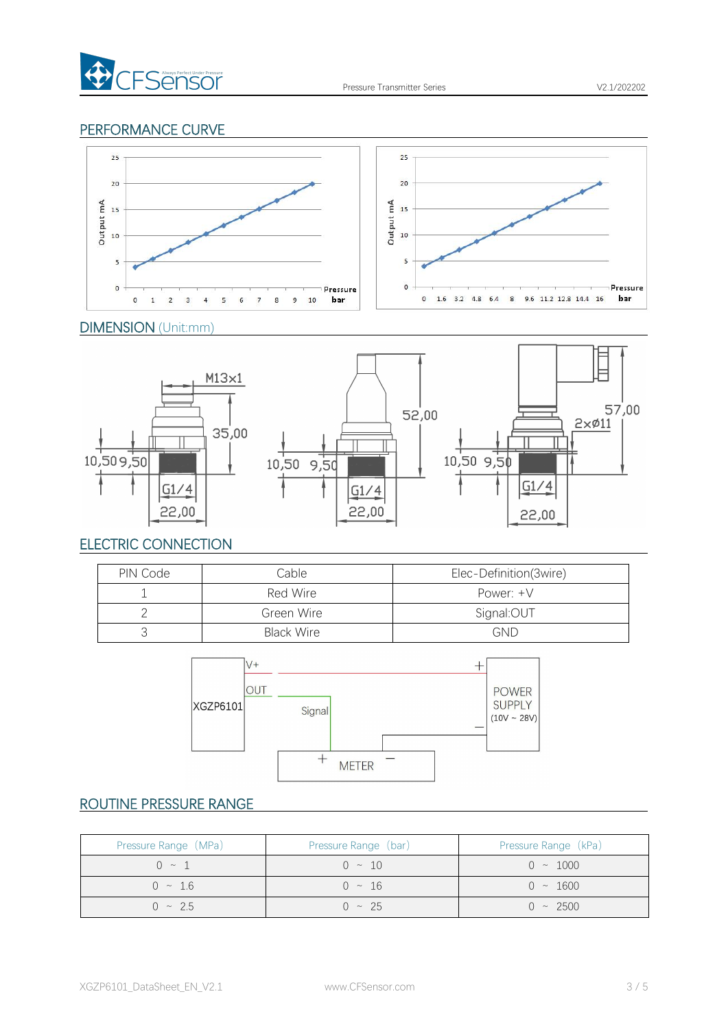## PERFORMANCE CURVE

## DIMENSION (Unit:mm)

## ELECTRIC CONNECTION

| PIN Code | Cable | Elec-Definition(3wire) |
|---|---|---|
| 1 | Red Wire | Power: +V |
| 2 | Green Wire | Signal:OUT |
| 3 | Black Wire | GND |

## ROUTINE PRESSURE RANGE

| Pressure Range（MPa） | Pressure Range（bar） | Pressure Range（kPa） |
|---|---|---|
| 0 ~ 1 | 0 ~ 10 | 0 ~ 1000 |
| 0 ~ 1.6 | 0 ~ 16 | 0 ~ 1600 |
| 0 ~ 2.5 | 0 ~ 25 | 0 ~ 2500 |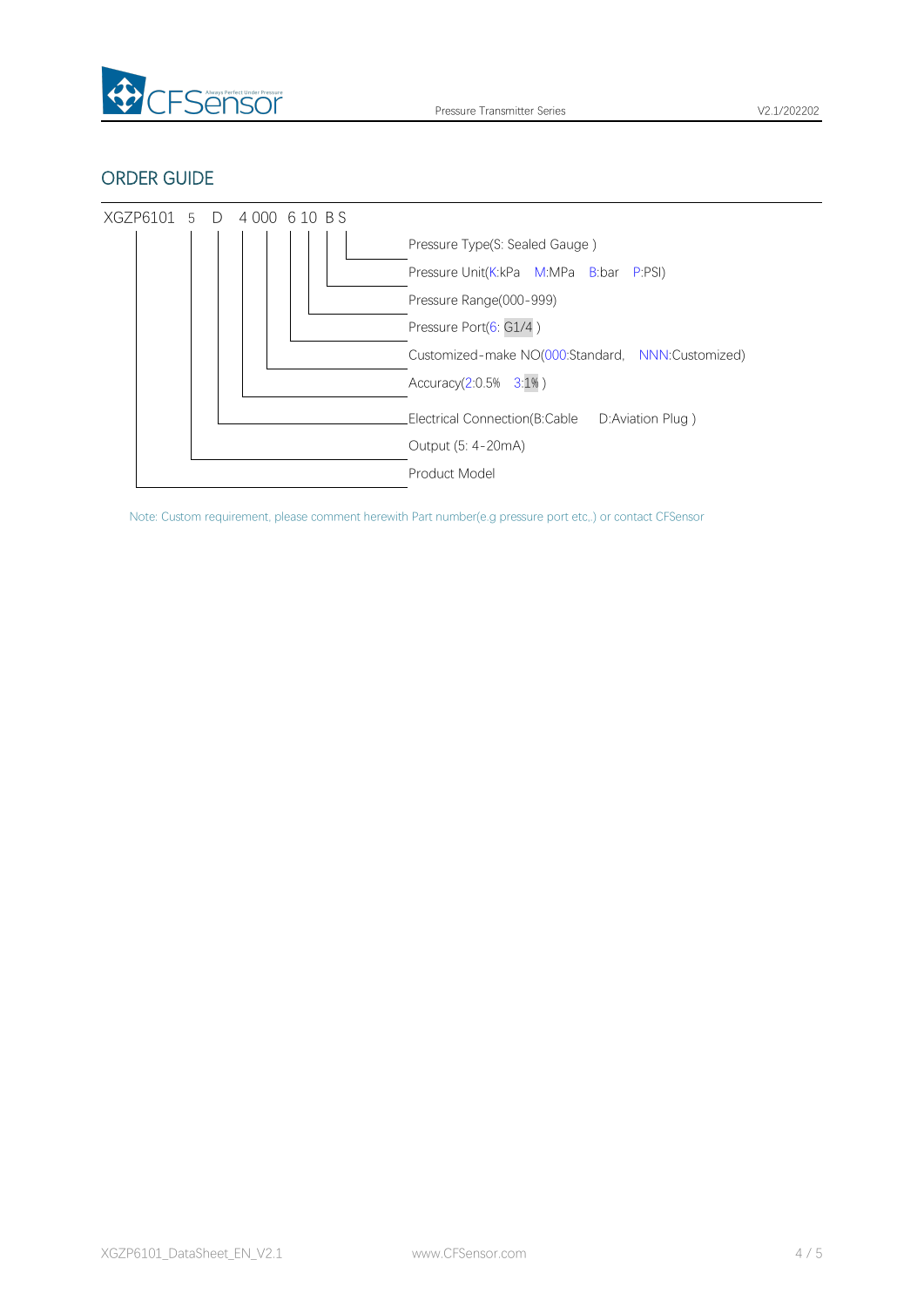## ORDER GUIDE

XGZP6101 5 D 4 000 6 10 B S

- Pressure Type(S: Sealed Gauge )
- Pressure Unit(K:kPa M:MPa B:bar P:PSI)
- Pressure Range(000-999)
- Pressure Port(6: G1/4 )
- Customized-make NO(000:Standard, NNN:Customized)
- Accuracy(2:0.5% 3:1% )
- Electrical Connection(B:Cable D:Aviation Plug )
- Output (5: 4-20mA)
- Product Model

Note: Custom requirement, please comment herewith Part number(e.g pressure port etc,.) or contact CFSensor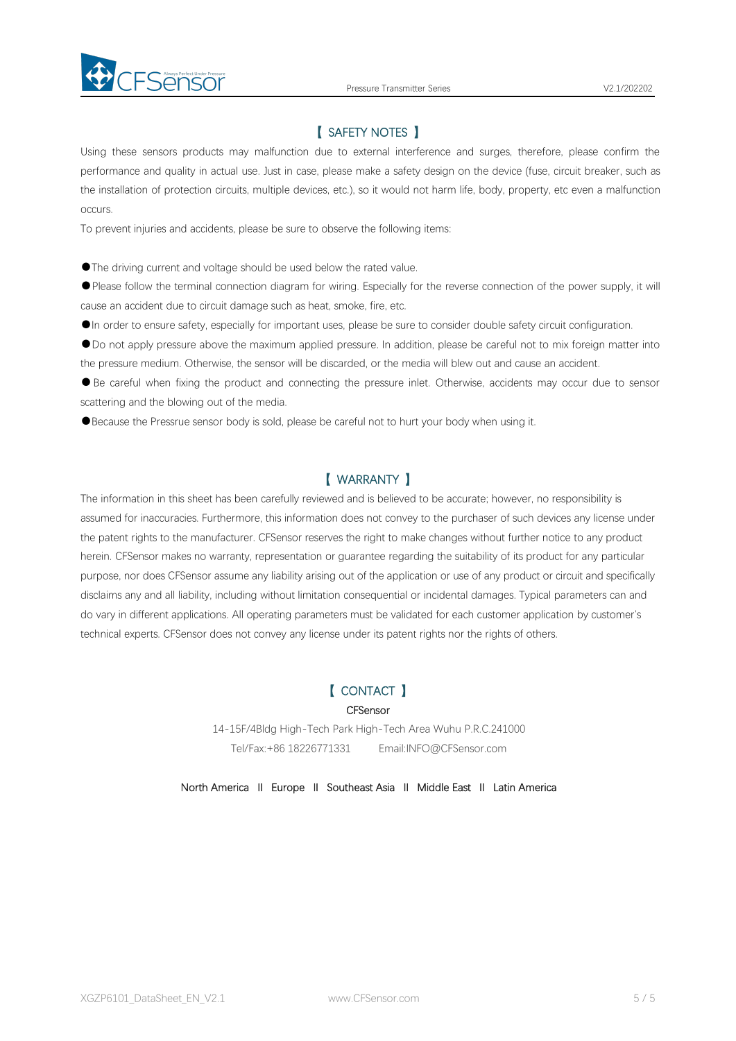## 【 SAFETY NOTES 】

Using these sensors products may malfunction due to external interference and surges, therefore, please confirm the performance and quality in actual use. Just in case, please make a safety design on the device (fuse, circuit breaker, such as the installation of protection circuits, multiple devices, etc.), so it would not harm life, body, property, etc even a malfunction occurs.

To prevent injuries and accidents, please be sure to observe the following items:

●The driving current and voltage should be used below the rated value.

●Please follow the terminal connection diagram for wiring. Especially for the reverse connection of the power supply, it will cause an accident due to circuit damage such as heat, smoke, fire, etc.

●In order to ensure safety, especially for important uses, please be sure to consider double safety circuit configuration.

●Do not apply pressure above the maximum applied pressure. In addition, please be careful not to mix foreign matter into the pressure medium. Otherwise, the sensor will be discarded, or the media will blew out and cause an accident.

● Be careful when fixing the product and connecting the pressure inlet. Otherwise, accidents may occur due to sensor scattering and the blowing out of the media.

●Because the Pressrue sensor body is sold, please be careful not to hurt your body when using it.

## 【 WARRANTY 】

The information in this sheet has been carefully reviewed and is believed to be accurate; however, no responsibility is assumed for inaccuracies. Furthermore, this information does not convey to the purchaser of such devices any license under the patent rights to the manufacturer. CFSensor reserves the right to make changes without further notice to any product herein. CFSensor makes no warranty, representation or guarantee regarding the suitability of its product for any particular purpose, nor does CFSensor assume any liability arising out of the application or use of any product or circuit and specifically disclaims any and all liability, including without limitation consequential or incidental damages. Typical parameters can and do vary in different applications. All operating parameters must be validated for each customer application by customer's technical experts. CFSensor does not convey any license under its patent rights nor the rights of others.

## 【 CONTACT 】

CFSensor

14-15F/4Bldg High-Tech Park High-Tech Area Wuhu P.R.C.241000

Tel/Fax:+86 18226771331 Email:INFO@CFSensor.com

North America II Europe II Southeast Asia II Middle East II Latin America